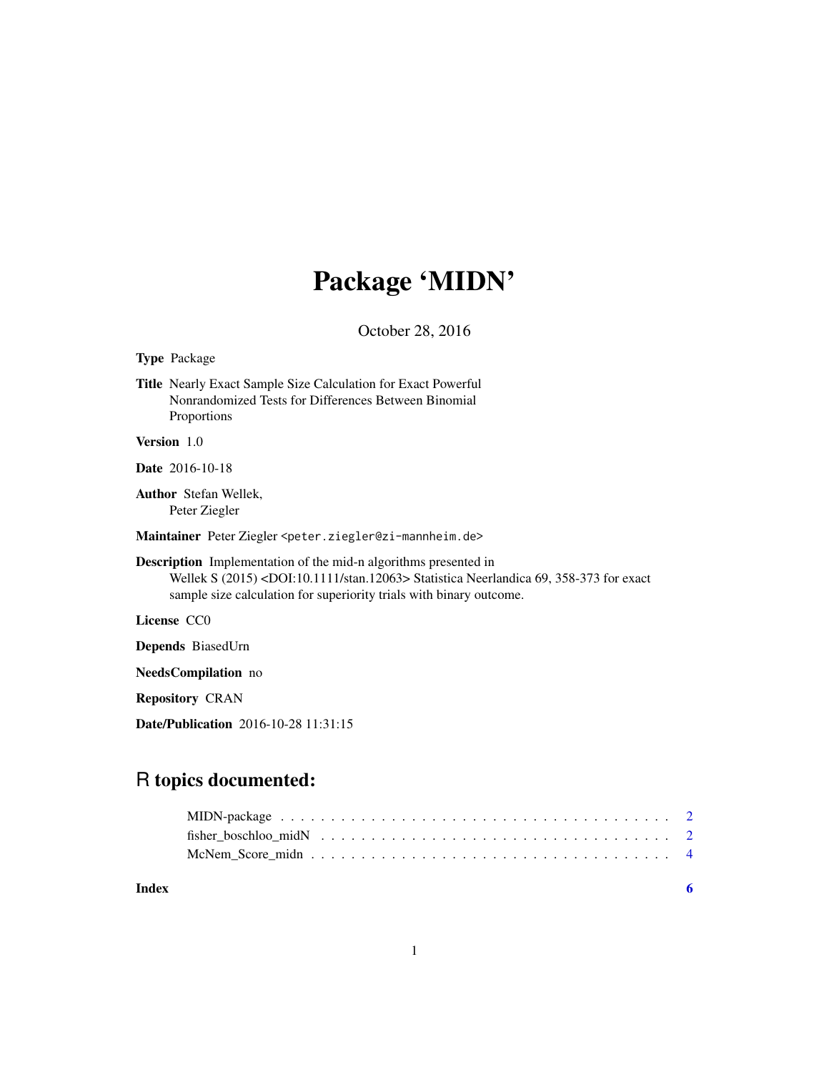# Package 'MIDN'

October 28, 2016

**Type** Package

**Title** Nearly Exact Sample Size Calculation for Exact Powerful Nonrandomized Tests for Differences Between Binomial Proportions

**Version** 1.0

**Date** 2016-10-18

**Author** Stefan Wellek, Peter Ziegler

**Maintainer** Peter Ziegler <peter.ziegler@zi-mannheim.de>

**Description** Implementation of the mid-n algorithms presented in Wellek S (2015) <DOI:10.1111/stan.12063> Statistica Neerlandica 69, 358-373 for exact sample size calculation for superiority trials with binary outcome.

**License** CC0

**Depends** BiasedUrn

**NeedsCompilation** no

**Repository** CRAN

**Date/Publication** 2016-10-28 11:31:15

## R topics documented:

- MIDN-package . . . . . . . . . . . . . . . . . . . . . . . . . . . . . . . . . . . . . . . . 2
- fisher_boschloo_midN . . . . . . . . . . . . . . . . . . . . . . . . . . . . . . . . . . . 2
- McNem_Score_midn . . . . . . . . . . . . . . . . . . . . . . . . . . . . . . . . . . . . 4

**Index** 6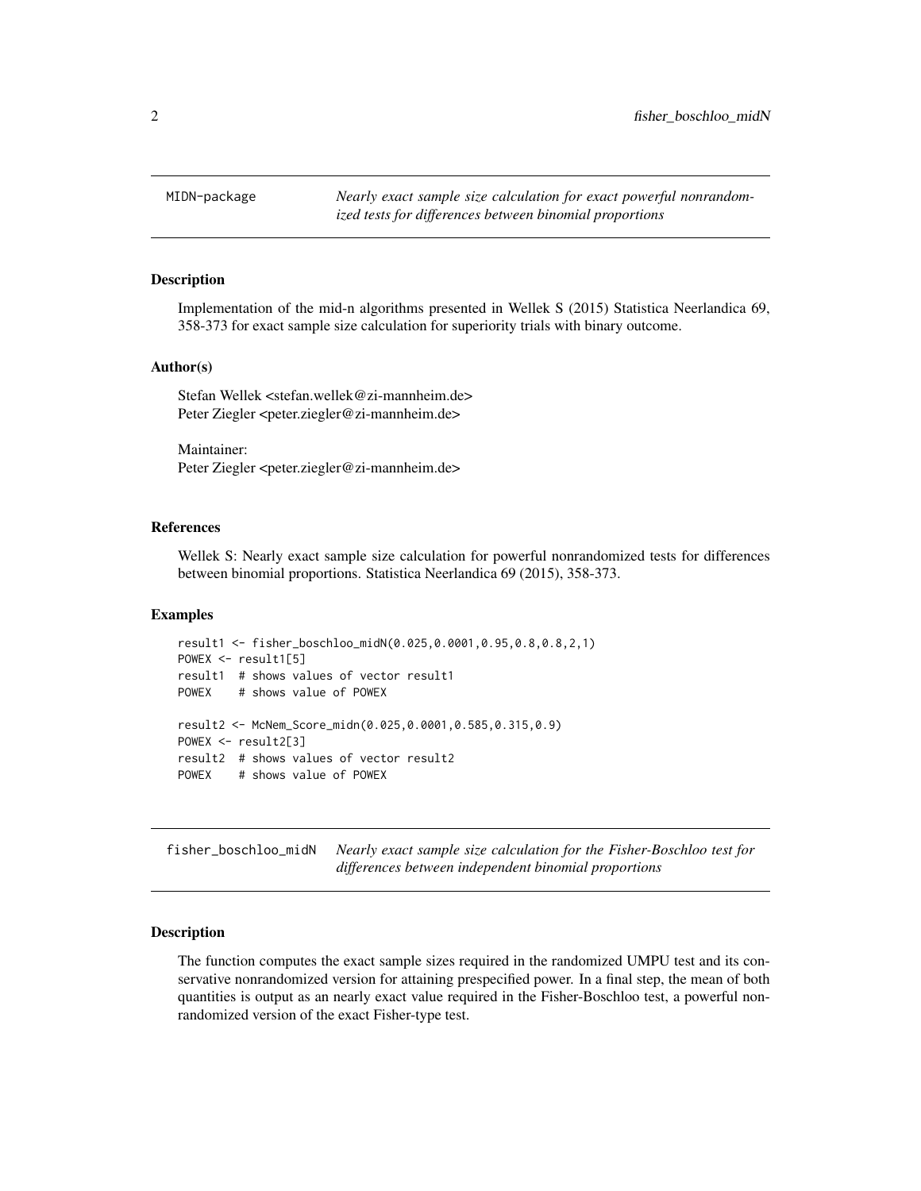MIDN-package — *Nearly exact sample size calculation for exact powerful nonrandomized tests for differences between binomial proportions*

### Description

Implementation of the mid-n algorithms presented in Wellek S (2015) Statistica Neerlandica 69, 358-373 for exact sample size calculation for superiority trials with binary outcome.

### Author(s)

Stefan Wellek <stefan.wellek@zi-mannheim.de>
Peter Ziegler <peter.ziegler@zi-mannheim.de>

Maintainer:
Peter Ziegler <peter.ziegler@zi-mannheim.de>

### References

Wellek S: Nearly exact sample size calculation for powerful nonrandomized tests for differences between binomial proportions. Statistica Neerlandica 69 (2015), 358-373.

### Examples

```
result1 <- fisher_boschloo_midN(0.025,0.0001,0.95,0.8,0.8,2,1)
POWEX <- result1[5]
result1  # shows values of vector result1
POWEX    # shows value of POWEX

result2 <- McNem_Score_midn(0.025,0.0001,0.585,0.315,0.9)
POWEX <- result2[3]
result2  # shows values of vector result2
POWEX    # shows value of POWEX
```

---

fisher_boschloo_midN — *Nearly exact sample size calculation for the Fisher-Boschloo test for differences between independent binomial proportions*

### Description

The function computes the exact sample sizes required in the randomized UMPU test and its conservative nonrandomized version for attaining prespecified power. In a final step, the mean of both quantities is output as an nearly exact value required in the Fisher-Boschloo test, a powerful nonrandomized version of the exact Fisher-type test.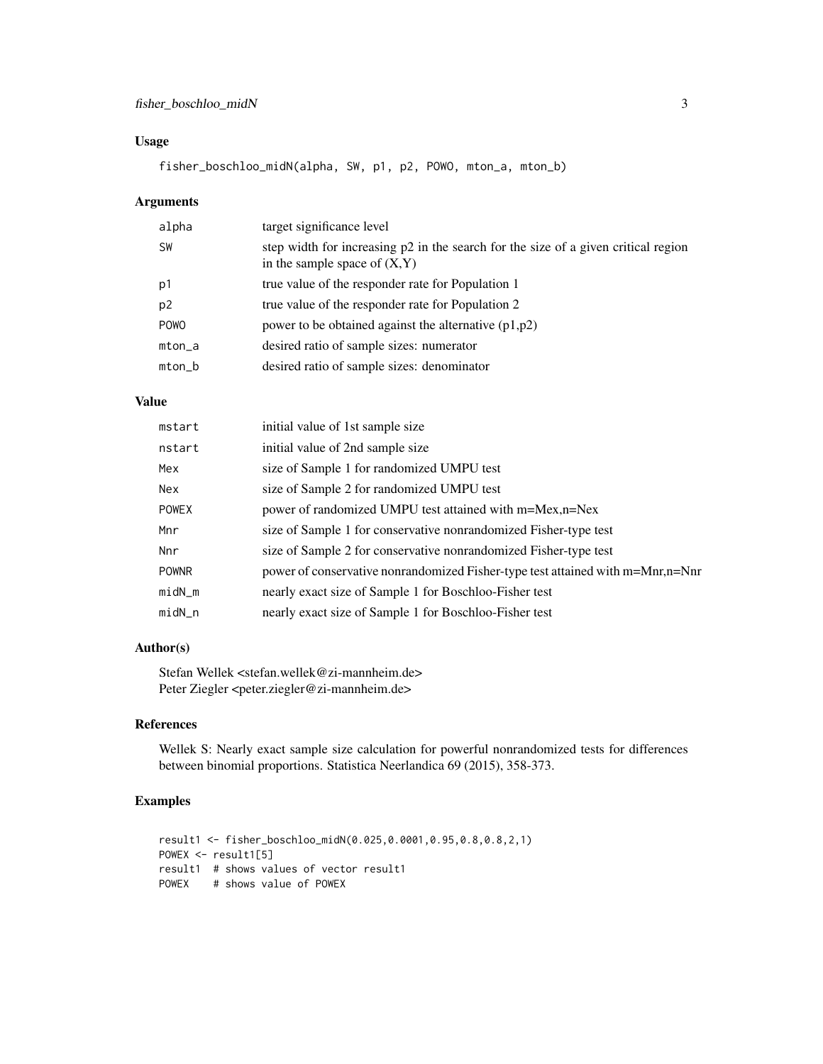## Usage

```
fisher_boschloo_midN(alpha, SW, p1, p2, POWO, mton_a, mton_b)
```

## Arguments

| | |
|---|---|
| alpha | target significance level |
| SW | step width for increasing p2 in the search for the size of a given critical region in the sample space of (X,Y) |
| p1 | true value of the responder rate for Population 1 |
| p2 | true value of the responder rate for Population 2 |
| POWO | power to be obtained against the alternative (p1,p2) |
| mton_a | desired ratio of sample sizes: numerator |
| mton_b | desired ratio of sample sizes: denominator |

## Value

| | |
|---|---|
| mstart | initial value of 1st sample size |
| nstart | initial value of 2nd sample size |
| Mex | size of Sample 1 for randomized UMPU test |
| Nex | size of Sample 2 for randomized UMPU test |
| POWEX | power of randomized UMPU test attained with m=Mex,n=Nex |
| Mnr | size of Sample 1 for conservative nonrandomized Fisher-type test |
| Nnr | size of Sample 2 for conservative nonrandomized Fisher-type test |
| POWNR | power of conservative nonrandomized Fisher-type test attained with m=Mnr,n=Nnr |
| midN_m | nearly exact size of Sample 1 for Boschloo-Fisher test |
| midN_n | nearly exact size of Sample 1 for Boschloo-Fisher test |

## Author(s)

Stefan Wellek <stefan.wellek@zi-mannheim.de>
Peter Ziegler <peter.ziegler@zi-mannheim.de>

## References

Wellek S: Nearly exact sample size calculation for powerful nonrandomized tests for differences between binomial proportions. Statistica Neerlandica 69 (2015), 358-373.

## Examples

```
result1 <- fisher_boschloo_midN(0.025,0.0001,0.95,0.8,0.8,2,1)
POWEX <- result1[5]
result1  # shows values of vector result1
POWEX    # shows value of POWEX
```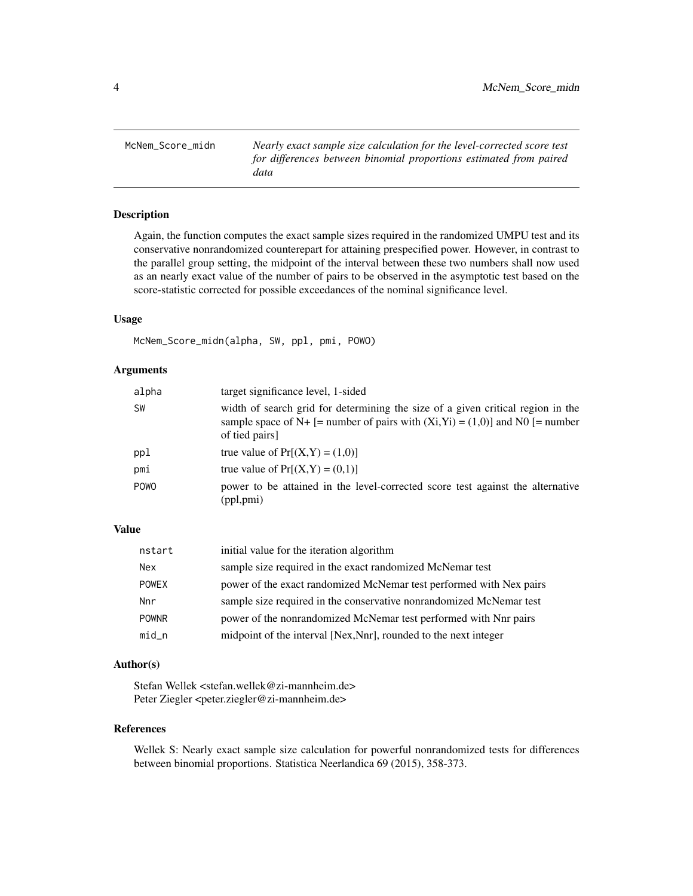## McNem_Score_midn

*Nearly exact sample size calculation for the level-corrected score test for differences between binomial proportions estimated from paired data*

### Description

Again, the function computes the exact sample sizes required in the randomized UMPU test and its conservative nonrandomized counterepart for attaining prespecified power. However, in contrast to the parallel group setting, the midpoint of the interval between these two numbers shall now used as an nearly exact value of the number of pairs to be observed in the asymptotic test based on the score-statistic corrected for possible exceedances of the nominal significance level.

### Usage

```
McNem_Score_midn(alpha, SW, ppl, pmi, POWO)
```

### Arguments

| | |
|---|---|
| alpha | target significance level, 1-sided |
| SW | width of search grid for determining the size of a given critical region in the sample space of N+ [= number of pairs with (Xi,Yi) = (1,0)] and N0 [= number of tied pairs] |
| ppl | true value of Pr[(X,Y) = (1,0)] |
| pmi | true value of Pr[(X,Y) = (0,1)] |
| POWO | power to be attained in the level-corrected score test against the alternative (ppl,pmi) |

### Value

| | |
|---|---|
| nstart | initial value for the iteration algorithm |
| Nex | sample size required in the exact randomized McNemar test |
| POWEX | power of the exact randomized McNemar test performed with Nex pairs |
| Nnr | sample size required in the conservative nonrandomized McNemar test |
| POWNR | power of the nonrandomized McNemar test performed with Nnr pairs |
| mid_n | midpoint of the interval [Nex,Nnr], rounded to the next integer |

### Author(s)

Stefan Wellek <stefan.wellek@zi-mannheim.de>
Peter Ziegler <peter.ziegler@zi-mannheim.de>

### References

Wellek S: Nearly exact sample size calculation for powerful nonrandomized tests for differences between binomial proportions. Statistica Neerlandica 69 (2015), 358-373.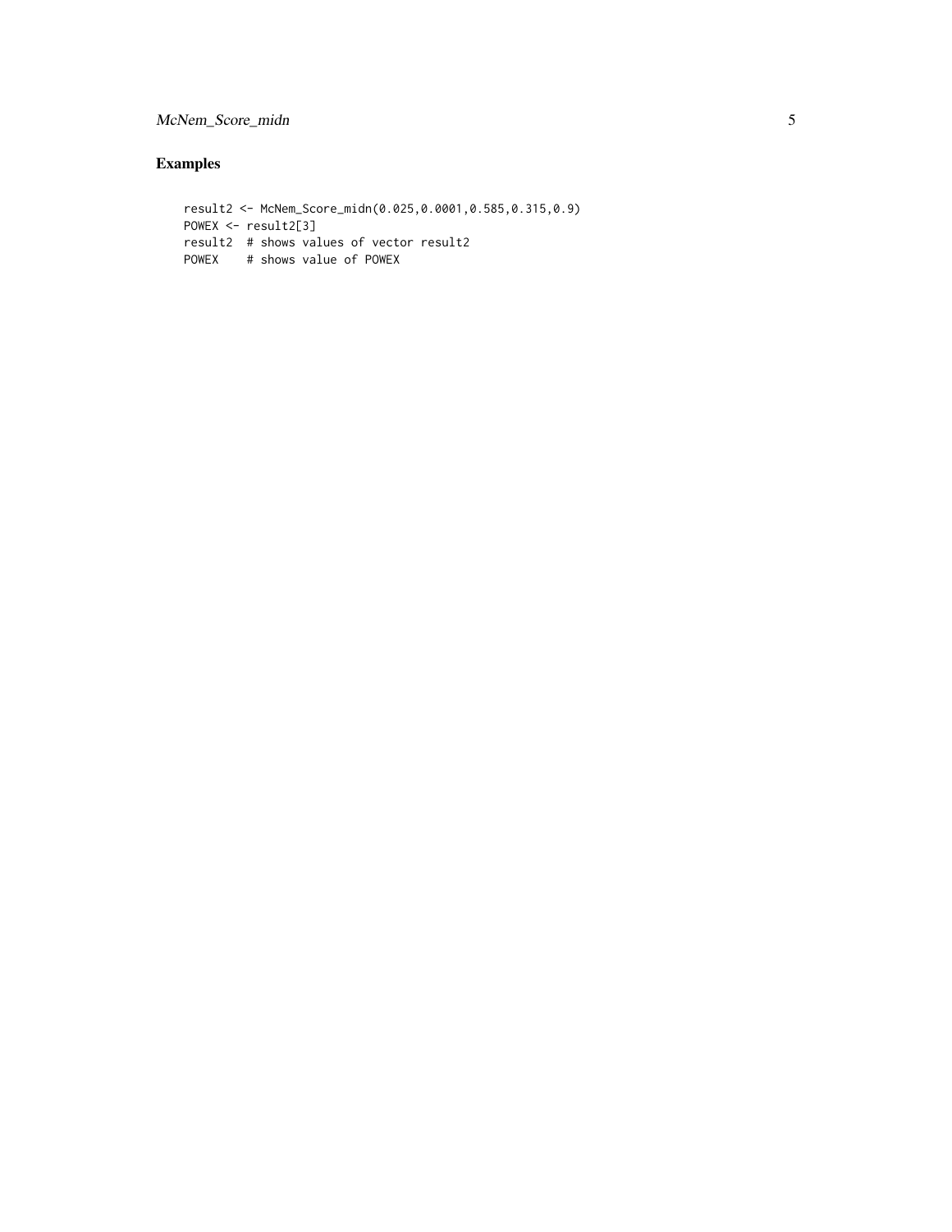## Examples

```
result2 <- McNem_Score_midn(0.025,0.0001,0.585,0.315,0.9)
POWEX <- result2[3]
result2  # shows values of vector result2
POWEX    # shows value of POWEX
```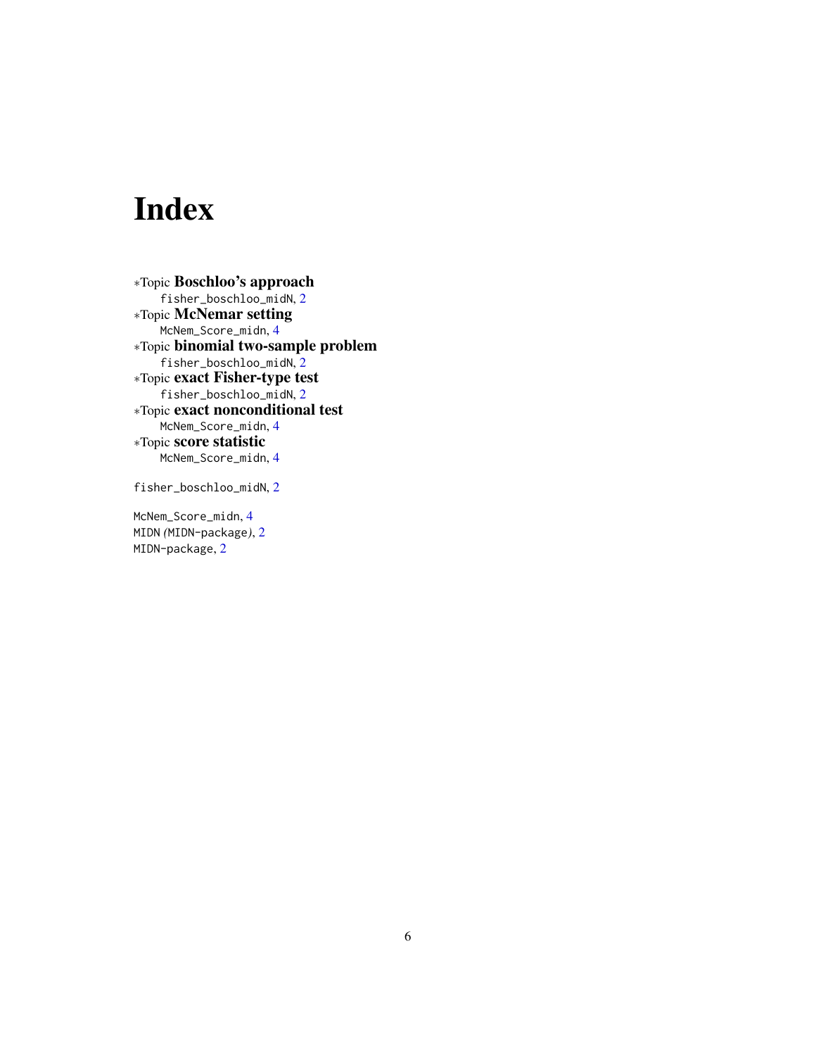# Index

∗Topic **Boschloo's approach**
  fisher_boschloo_midN, 2
∗Topic **McNemar setting**
  McNem_Score_midn, 4
∗Topic **binomial two-sample problem**
  fisher_boschloo_midN, 2
∗Topic **exact Fisher-type test**
  fisher_boschloo_midN, 2
∗Topic **exact nonconditional test**
  McNem_Score_midn, 4
∗Topic **score statistic**
  McNem_Score_midn, 4

fisher_boschloo_midN, 2

McNem_Score_midn, 4
MIDN *(*MIDN-package*)*, 2
MIDN-package, 2